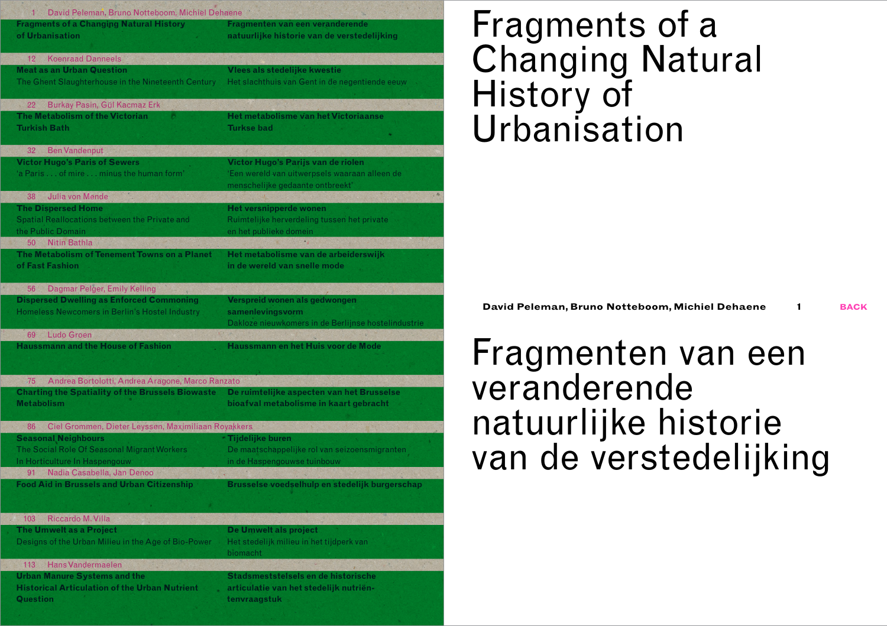1 David Peleman, Bruno Notteboom, Michiel Dehaene
**Fragments of a Changing Natural History of Urbanisation**
**Fragmenten van een veranderende natuurlijke historie van de verstedelijking**

12 Koenraad Danneels
**Meat as an Urban Question**
The Ghent Slaughterhouse in the Nineteenth Century
**Vlees als stedelijke kwestie**
Het slachthuis van Gent in de negentiende eeuw

22 Burkay Pasin, Gül Kacmaz Erk
**The Metabolism of the Victorian Turkish Bath**
**Het metabolisme van het Victoriaanse Turkse bad**

32 Ben Vandenput
**Victor Hugo's Paris of Sewers**
'a Paris . . . of mire . . . minus the human form'
**Victor Hugo's Parijs van de riolen**
'Een wereld van uitwerpsels waaraan alleen de menschelijke gedaante ontbreekt'

38 Julia von Mende
**The Dispersed Home**
Spatial Reallocations between the Private and the Public Domain
**Het versnipperde wonen**
Ruimtelijke herverdeling tussen het private en het publieke domein

50 Nitin Bathla
**The Metabolism of Tenement Towns on a Planet of Fast Fashion**
**Het metabolisme van de arbeiderswijk in de wereld van snelle mode**

56 Dagmar Pelger, Emily Kelling
**Dispersed Dwelling as Enforced Commoning**
Homeless Newcomers in Berlin's Hostel Industry
**Verspreid wonen als gedwongen samenlevingsvorm**
Dakloze nieuwkomers in de Berlijnse hostelindustrie

69 Ludo Groen
**Haussmann and the House of Fashion**
**Haussmann en het Huis voor de Mode**

75 Andrea Bortolotti, Andrea Aragone, Marco Ranzato
**Charting the Spatiality of the Brussels Biowaste Metabolism**
**De ruimtelijke aspecten van het Brusselse bioafval metabolisme in kaart gebracht**

86 Ciel Grommen, Dieter Leyssen, Maximiliaan Royakkers
**Seasonal Neighbours**
The Social Role Of Seasonal Migrant Workers In Horticulture In Haspengouw
**Tijdelijke buren**
De maatschappelijke rol van seizoensmigranten in de Haspengouwse tuinbouw

91 Nadia Casabella, Jan Denoo
**Food Aid in Brussels and Urban Citizenship**
**Brusselse voedselhulp en stedelijk burgerschap**

103 Riccardo M. Villa
**The Umwelt as a Project**
Designs of the Urban Milieu in the Age of Bio-Power
**De Umwelt als project**
Het stedelijk milieu in het tijdperk van biomacht

113 Hans Vandermaelen
**Urban Manure Systems and the Historical Articulation of the Urban Nutrient Question**
**Stadsmeststelsels en de historische articulatie van het stedelijk nutriëntenvraagstuk**

# Fragments of a Changing Natural History of Urbanisation

**David Peleman, Bruno Notteboom, Michiel Dehaene** 1 BACK

# Fragmenten van een veranderende natuurlijke historie van de verstedelijking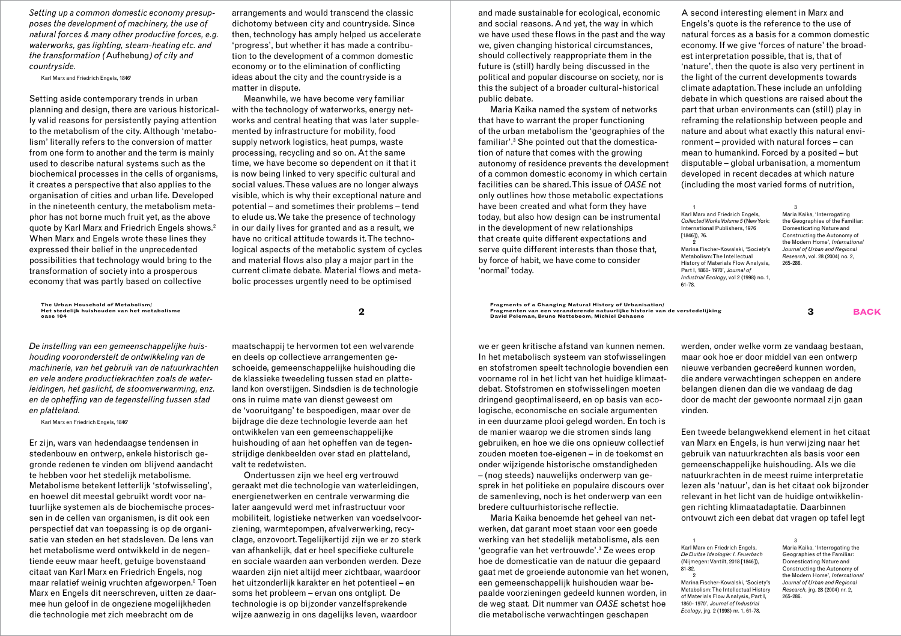*Setting up a common domestic economy presupposes the development of machinery, the use of natural forces & many other productive forces, e.g. waterworks, gas lighting, steam-heating etc. and the transformation (*Aufhebung*) of city and countryside.*

Karl Marx and Friedrich Engels, 1846[1]

Setting aside contemporary trends in urban planning and design, there are various historically valid reasons for persistently paying attention to the metabolism of the city. Although 'metabolism' literally refers to the conversion of matter from one form to another and the term is mainly used to describe natural systems such as the biochemical processes in the cells of organisms, it creates a perspective that also applies to the organisation of cities and urban life. Developed in the nineteenth century, the metabolism metaphor has not borne much fruit yet, as the above quote by Karl Marx and Friedrich Engels shows.[2] When Marx and Engels wrote these lines they expressed their belief in the unprecedented possibilities that technology would bring to the transformation of society into a prosperous economy that was partly based on collective arrangements and would transcend the classic dichotomy between city and countryside. Since then, technology has amply helped us accelerate 'progress', but whether it has made a contribution to the development of a common domestic economy or to the elimination of conflicting ideas about the city and the countryside is a matter in dispute.

Meanwhile, we have become very familiar with the technology of waterworks, energy networks and central heating that was later supplemented by infrastructure for mobility, food supply network logistics, heat pumps, waste processing, recycling and so on. At the same time, we have become so dependent on it that it is now being linked to very specific cultural and social values. These values are no longer always visible, which is why their exceptional nature and potential – and sometimes their problems – tend to elude us. We take the presence of technology in our daily lives for granted and as a result, we have no critical attitude towards it. The technological aspects of the metabolic system of cycles and material flows also play a major part in the current climate debate. Material flows and metabolic processes urgently need to be optimised and made sustainable for ecological, economic and social reasons. And yet, the way in which we have used these flows in the past and the way we, given changing historical circumstances, should collectively reappropriate them in the future is (still) hardly being discussed in the political and popular discourse on society, nor is this the subject of a broader cultural-historical public debate.

Maria Kaika named the system of networks that have to warrant the proper functioning of the urban metabolism the 'geographies of the familiar'.[3] She pointed out that the domestication of nature that comes with the growing autonomy of residence prevents the development of a common domestic economy in which certain facilities can be shared. This issue of *OASE* not only outlines how those metabolic expectations have been created and what form they have today, but also how design can be instrumental in the development of new relationships that create quite different expectations and serve quite different interests than those that, by force of habit, we have come to consider 'normal' today.

A second interesting element in Marx and Engels's quote is the reference to the use of natural forces as a basis for a common domestic economy. If we give 'forces of nature' the broadest interpretation possible, that is, that of 'nature', then the quote is also very pertinent in the light of the current developments towards climate adaptation. These include an unfolding debate in which questions are raised about the part that urban environments can (still) play in reframing the relationship between people and nature and about what exactly this natural environment – provided with natural forces – can mean to humankind. Forced by a posited – but disputable – global urbanisation, a momentum developed in recent decades at which nature (including the most varied forms of nutrition,

1 Karl Marx and Friedrich Engels, *Collected Works Volume 5* (New York: International Publishers, 1976 [1846]), 76.

2 Marina Fischer-Kowalski, 'Society's Metabolism: The Intellectual History of Materials Flow Analysis, Part I, 1860- 1970', *Journal of Industrial Ecology*, vol 2 (1998) no. 1, 61-78.

3 Maria Kaika, 'Interrogating the Geographies of the Familiar: Domesticating Nature and Constructing the Autonomy of the Modern Home', *International Journal of Urban and Regional Research*, vol. 28 (2004) no. 2, 265-286.

*De instelling van een gemeenschappelijke huishouding vooronderstelt de ontwikkeling van de machinerie, van het gebruik van de natuurkrachten en vele andere productiekrachten zoals de waterleidingen, het gaslicht, de stoomverwarming, enz. en de opheffing van de tegenstelling tussen stad en platteland.*

Karl Marx en Friedrich Engels, 1846[1]

Er zijn, wars van hedendaagse tendensen in stedenbouw en ontwerp, enkele historisch gegronde redenen te vinden om blijvend aandacht te hebben voor het stedelijk metabolisme. Metabolisme betekent letterlijk 'stofwisseling', en hoewel dit meestal gebruikt wordt voor natuurlijke systemen als de biochemische processen in de cellen van organismen, is dit ook een perspectief dat van toepassing is op de organisatie van steden en het stadsleven. De lens van het metabolisme werd ontwikkeld in de negentiende eeuw maar heeft, getuige bovenstaand citaat van Karl Marx en Friedrich Engels, nog maar relatief weinig vruchten afgeworpen.[2] Toen Marx en Engels dit neerschreven, uitten ze daarmee hun geloof in de ongeziene mogelijkheden die technologie met zich meebracht om de maatschappij te hervormen tot een welvarende en deels op collectieve arrangementen geschoeide, gemeenschappelijke huishouding die de klassieke tweedeling tussen stad en platteland kon overstijgen. Sindsdien is de technologie ons in ruime mate van dienst geweest om de 'vooruitgang' te bespoedigen, maar over de bijdrage die deze technologie leverde aan het ontwikkelen van een gemeenschappelijke huishouding of aan het opheffen van de tegenstrijdige denkbeelden over stad en platteland, valt te redetwisten.

Ondertussen zijn we heel erg vertrouwd geraakt met die technologie van waterleidingen, energienetwerken en centrale verwarming die later aangevuld werd met infrastructuur voor mobiliteit, logistieke netwerken van voedselvoorziening, warmtepompen, afvalverwerking, recyclage, enzovoort. Tegelijkertijd zijn we er zo sterk van afhankelijk, dat er heel specifieke culturele en sociale waarden aan verbonden werden. Deze waarden zijn niet altijd meer zichtbaar, waardoor het uitzonderlijk karakter en het potentieel – en soms het probleem – ervan ons ontglipt. De technologie is op bijzonder vanzelfsprekende wijze aanwezig in ons dagelijks leven, waardoor we er geen kritische afstand van kunnen nemen. In het metabolisch systeem van stofwisselingen en stofstromen speelt technologie bovendien een voorname rol in het licht van het huidige klimaatdebat. Stofstromen en stofwisselingen moeten dringend geoptimaliseerd, en op basis van ecologische, economische en sociale argumenten in een duurzame plooi gelegd worden. En toch is de manier waarop we die stromen sinds lang gebruiken, en hoe we die ons opnieuw collectief zouden moeten toe-eigenen – in de toekomst en onder wijzigende historische omstandigheden – (nog steeds) nauwelijks onderwerp van gesprek in het politieke en populaire discours over de samenleving, noch is het onderwerp van een bredere cultuurhistorische reflectie.

Maria Kaika benoemde het geheel van netwerken, dat garant moet staan voor een goede werking van het stedelijk metabolisme, als een 'geografie van het vertrouwde'.[3] Ze wees erop hoe de domesticatie van de natuur die gepaard gaat met de groeiende autonomie van het wonen, een gemeenschappelijk huishouden waar bepaalde voorzieningen gedeeld kunnen worden, in de weg staat. Dit nummer van *OASE* schetst hoe die metabolische verwachtingen geschapen werden, onder welke vorm ze vandaag bestaan, maar ook hoe er door middel van een ontwerp nieuwe verbanden gecreëerd kunnen worden, die andere verwachtingen scheppen en andere belangen dienen dan die we vandaag de dag door de macht der gewoonte normaal zijn gaan vinden.

Een tweede belangwekkend element in het citaat van Marx en Engels, is hun verwijzing naar het gebruik van natuurkrachten als basis voor een gemeenschappelijke huishouding. Als we die natuurkrachten in de meest ruime interpretatie lezen als 'natuur', dan is het citaat ook bijzonder relevant in het licht van de huidige ontwikkelingen richting klimaatadaptatie. Daarbinnen ontvouwt zich een debat dat vragen op tafel legt

1 Karl Marx en Friedrich Engels, *De Duitse Ideologie: I. Feuerbach* (Nijmegen: Vantilt, 2018 [1846]), 81-82.

2 Marina Fischer-Kowalski, 'Society's Metabolism: The Intellectual History of Materials Flow Analysis, Part I, 1860- 1970', *Journal of Industrial Ecology*, jrg. 2 (1998) nr. 1, 61-78.

3 Maria Kaika, 'Interrogating the Geographies of the Familiar: Domesticating Nature and Constructing the Autonomy of the Modern Home', *International Journal of Urban and Regional Research*, jrg. 28 (2004) nr. 2, 265-286.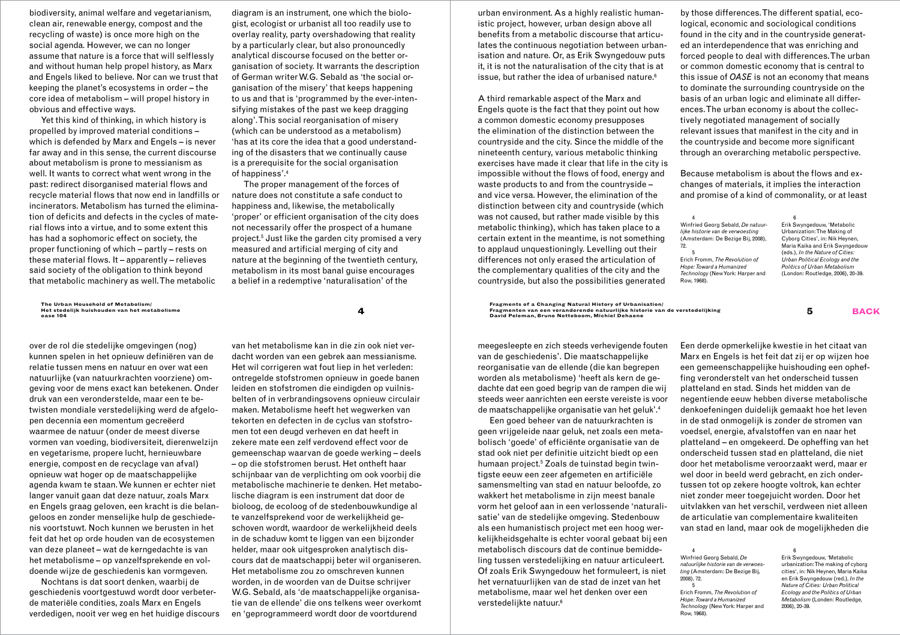biodiversity, animal welfare and vegetarianism, clean air, renewable energy, compost and the recycling of waste) is once more high on the social agenda. However, we can no longer assume that nature is a force that will selflessly and without human help propel history, as Marx and Engels liked to believe. Nor can we trust that keeping the planet's ecosystems in order – the core idea of metabolism – will propel history in obvious and effective ways.

Yet this kind of thinking, in which history is propelled by improved material conditions – which is defended by Marx and Engels – is never far away and in this sense, the current discourse about metabolism is prone to messianism as well. It wants to correct what went wrong in the past: redirect disorganised material flows and recycle material flows that now end in landfills or incinerators. Metabolism has turned the elimination of deficits and defects in the cycles of material flows into a virtue, and to some extent this has had a sophomoric effect on society, the proper functioning of which – partly – rests on these material flows. It – apparently – relieves said society of the obligation to think beyond that metabolic machinery as well. The metabolic diagram is an instrument, one which the biologist, ecologist or urbanist all too readily use to overlay reality, party overshadowing that reality by a particularly clear, but also pronouncedly analytical discourse focused on the better organisation of society. It warrants the description of German writer W.G. Sebald as 'the social organisation of the misery' that keeps happening to us and that is 'programmed by the ever-intensifying mistakes of the past we keep dragging along'. This social reorganisation of misery (which can be understood as a metabolism) 'has at its core the idea that a good understanding of the disasters that we continually cause is a prerequisite for the social organisation of happiness'.[4]

The proper management of the forces of nature does not constitute a safe conduct to happiness and, likewise, the metabolically 'proper' or efficient organisation of the city does not necessarily offer the prospect of a humane project.[5] Just like the garden city promised a very measured and artificial merging of city and nature at the beginning of the twentieth century, metabolism in its most banal guise encourages a belief in a redemptive 'naturalisation' of the urban environment. As a highly realistic humanistic project, however, urban design above all benefits from a metabolic discourse that articulates the continuous negotiation between urbanisation and nature. Or, as Erik Swyngedouw puts it, it is not the naturalisation of the city that is at issue, but rather the idea of urbanised nature.[6]

A third remarkable aspect of the Marx and Engels quote is the fact that they point out how a common domestic economy presupposes the elimination of the distinction between the countryside and the city. Since the middle of the nineteenth century, various metabolic thinking exercises have made it clear that life in the city is impossible without the flows of food, energy and waste products to and from the countryside – and vice versa. However, the elimination of the distinction between city and countryside (which was not caused, but rather made visible by this metabolic thinking), which has taken place to a certain extent in the meantime, is not something to applaud unquestioningly. Levelling out their differences not only erased the articulation of the complementary qualities of the city and the countryside, but also the possibilities generated by those differences. The different spatial, ecological, economic and sociological conditions found in the city and in the countryside generated an interdependence that was enriching and forced people to deal with differences. The urban or common domestic economy that is central to this issue of *OASE* is not an economy that means to dominate the surrounding countryside on the basis of an urban logic and eliminate all differences. The urban economy is about the collectively negotiated management of socially relevant issues that manifest in the city and in the countryside and become more significant through an overarching metabolic perspective.

Because metabolism is about the flows and exchanges of materials, it implies the interaction and promise of a kind of commonality, or at least

4
Winfried Georg Sebald, *De natuurlijke historie van de verwoesting* (Amsterdam: De Bezige Bij, 2008), 72.

5
Erich Fromm, *The Revolution of Hope: Toward a Humanized Technology* (New York: Harper and Row, 1968).

6
Erik Swyngedouw, 'Metabolic Urbanization: The Making of Cyborg Cities', in: Nik Heynen, Maria Kaika and Erik Swyngedouw (eds.), *In the Nature of Cities: Urban Political Ecology and the Politics of Urban Metabolism* (London: Routledge, 2006), 20-39.

over de rol die stedelijke omgevingen (nog) kunnen spelen in het opnieuw definiëren van de relatie tussen mens en natuur en over wat een natuurlijke (van natuurkrachten voorziene) omgeving voor de mens exact kan betekenen. Onder druk van een veronderstelde, maar een te betwisten mondiale verstedelijking werd de afgelopen decennia een momentum gecreëerd waarmee de natuur (onder de meest diverse vormen van voeding, biodiversiteit, dierenwelzijn en vegetarisme, propere lucht, hernieuwbare energie, compost en de recyclage van afval) opnieuw wat hoger op de maatschappelijke agenda kwam te staan. We kunnen er echter niet langer vanuit gaan dat deze natuur, zoals Marx en Engels graag geloven, een kracht is die belangeloos en zonder menselijke hulp de geschiedenis voortstuwt. Noch kunnen we berusten in het feit dat het op orde houden van de ecosystemen van deze planeet – wat de kerngedachte is van het metabolisme – op vanzelfsprekende en voldoende wijze de geschiedenis kan vormgeven.

Nochtans is dat soort denken, waarbij de geschiedenis voortgestuwd wordt door verbeterde materiële condities, zoals Marx en Engels verdedigen, nooit ver weg en het huidige discours van het metabolisme kan in die zin ook niet verdacht worden van een gebrek aan messianisme. Het wil corrigeren wat fout liep in het verleden: ontregelde stofstromen opnieuw in goede banen leiden en stofstromen die eindigden op vuilnisbelten of in verbrandingsovens opnieuw circulair maken. Metabolisme heeft het wegwerken van tekorten en defecten in de cyclus van stofstromen tot een deugd verheven en dat heeft in zekere mate een zelf verdovend effect voor de gemeenschap waarvan de goede werking – deels – op die stofstromen berust. Het ontheft haar schijnbaar van de verplichting om ook voorbij die metabolische machinerie te denken. Het metabolische diagram is een instrument dat door de bioloog, de ecoloog of de stedenbouwkundige al te vanzelfsprekend voor de werkelijkheid geschoven wordt, waardoor de werkelijkheid deels in de schaduw komt te liggen van een bijzonder helder, maar ook uitgesproken analytisch discours dat de maatschappij beter wil organiseren. Het metabolisme zou zo omschreven kunnen worden, in de woorden van de Duitse schrijver W.G. Sebald, als 'de maatschappelijke organisatie van de ellende' die ons telkens weer overkomt en 'geprogrammeerd wordt door de voortdurend meegesleepte en zich steeds verhevigende fouten van de geschiedenis'. Die maatschappelijke reorganisatie van de ellende (die kan begrepen worden als metabolisme) 'heeft als kern de gedachte dat een goed begrip van de rampen die wij steeds weer aanrichten een eerste vereiste is voor de maatschappelijke organisatie van het geluk'.[4]

Een goed beheer van de natuurkrachten is geen vrijgeleide naar geluk, net zoals een metabolisch 'goede' of efficiënte organisatie van de stad ook niet per definitie uitzicht biedt op een humaan project.[5] Zoals de tuinstad begin twintigste eeuw een zeer afgemeten en artificiële samensmelting van stad en natuur beloofde, zo wakkert het metabolisme in zijn meest banale vorm het geloof aan in een verlossende 'naturalisatie' van de stedelijke omgeving. Stedenbouw als een humanistisch project met een hoog werkelijkheidsgehalte is echter vooral gebaat bij een metabolisch discours dat de continue bemiddeling tussen verstedelijking en natuur articuleert. Of zoals Erik Swyngedouw het formuleert, is niet het vernatuurlijken van de stad de inzet van het metabolisme, maar wel het denken over een verstedelijkte natuur.[6]

Een derde opmerkelijke kwestie in het citaat van Marx en Engels is het feit dat zij er op wijzen hoe een gemeenschappelijke huishouding een opheffing veronderstelt van het onderscheid tussen platteland en stad. Sinds het midden van de negentiende eeuw hebben diverse metabolische denkoefeningen duidelijk gemaakt hoe het leven in de stad onmogelijk is zonder de stromen van voedsel, energie, afvalstoffen van en naar het platteland – en omgekeerd. De opheffing van het onderscheid tussen stad en platteland, die niet door het metabolisme veroorzaakt werd, maar er wel door in beeld werd gebracht, en zich ondertussen tot op zekere hoogte voltrok, kan echter niet zonder meer toegejuicht worden. Door het uitvlakken van het verschil, verdween niet alleen de articulatie van complementaire kwaliteiten van stad en land, maar ook de mogelijkheden die

4
Winfried Georg Sebald, *De natuurlijke historie van de verwoesting* (Amsterdam: De Bezige Bij, 2008), 72.

5
Erich Fromm, *The Revolution of Hope: Toward a Humanized Technology* (New York: Harper and Row, 1968).

6
Erik Swyngedouw, 'Metabolic urbanization: The making of cyborg cities', in: Nik Heynen, Maria Kaika en Erik Swyngedouw (red.), *In the Nature of Cities: Urban Political Ecology and the Politics of Urban Metabolism* (London: Routledge, 2006), 20-39.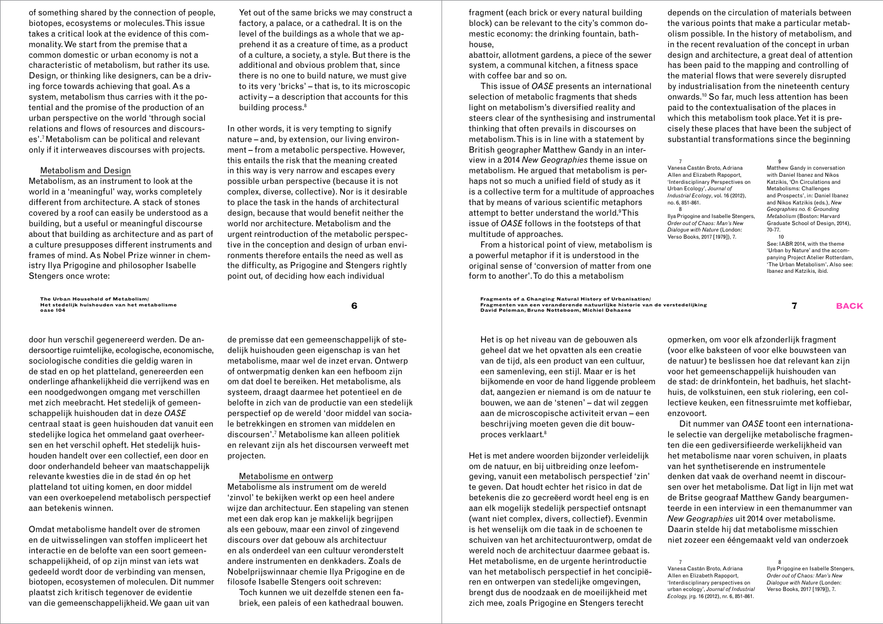of something shared by the connection of people, biotopes, ecosystems or molecules. This issue takes a critical look at the evidence of this commonality. We start from the premise that a common domestic or urban economy is not a characteristic of metabolism, but rather its use. Design, or thinking like designers, can be a driving force towards achieving that goal. As a system, metabolism thus carries with it the potential and the promise of the production of an urban perspective on the world 'through social relations and flows of resources and discourses'.[7] Metabolism can be political and relevant only if it interweaves discourses with projects.

## Metabolism and Design

Metabolism, as an instrument to look at the world in a 'meaningful' way, works completely different from architecture. A stack of stones covered by a roof can easily be understood as a building, but a useful or meaningful discourse about that building as architecture and as part of a culture presupposes different instruments and frames of mind. As Nobel Prize winner in chemistry Ilya Prigogine and philosopher Isabelle Stengers once wrote:

> Yet out of the same bricks we may construct a factory, a palace, or a cathedral. It is on the level of the buildings as a whole that we apprehend it as a creature of time, as a product of a culture, a society, a style. But there is the additional and obvious problem that, since there is no one to build nature, we must give to its very 'bricks' – that is, to its microscopic activity – a description that accounts for this building process.[8]

In other words, it is very tempting to signify nature – and, by extension, our living environment – from a metabolic perspective. However, this entails the risk that the meaning created in this way is very narrow and escapes every possible urban perspective (because it is not complex, diverse, collective). Nor is it desirable to place the task in the hands of architectural design, because that would benefit neither the world nor architecture. Metabolism and the urgent reintroduction of the metabolic perspective in the conception and design of urban environments therefore entails the need as well as the difficulty, as Prigogine and Stengers rightly point out, of deciding how each individual fragment (each brick or every natural building block) can be relevant to the city's common domestic economy: the drinking fountain, bathhouse, abattoir, allotment gardens, a piece of the sewer system, a communal kitchen, a fitness space with coffee bar and so on.

This issue of *OASE* presents an international selection of metabolic fragments that sheds light on metabolism's diversified reality and steers clear of the synthesising and instrumental thinking that often prevails in discourses on metabolism. This is in line with a statement by British geographer Matthew Gandy in an interview in a 2014 *New Geographies* theme issue on metabolism. He argued that metabolism is perhaps not so much a unified field of study as it is a collective term for a multitude of approaches that by means of various scientific metaphors attempt to better understand the world.[9] This issue of *OASE* follows in the footsteps of that multitude of approaches.

From a historical point of view, metabolism is a powerful metaphor if it is understood in the original sense of 'conversion of matter from one form to another'. To do this a metabolism depends on the circulation of materials between the various points that make a particular metabolism possible. In the history of metabolism, and in the recent revaluation of the concept in urban design and architecture, a great deal of attention has been paid to the mapping and controlling of the material flows that were severely disrupted by industrialisation from the nineteenth century onwards.[10] So far, much less attention has been paid to the contextualisation of the places in which this metabolism took place. Yet it is precisely these places that have been the subject of substantial transformations since the beginning

7 Vanesa Castán Broto, Adriana Allen and Elizabeth Rapoport, 'Interdisciplinary Perspectives on Urban Ecology', *Journal of Industrial Ecology*, vol. 16 (2012), no. 6, 851-861.

8 Ilya Prigogine and Isabelle Stengers, *Order out of Chaos: Man's New Dialogue with Nature* (London: Verso Books, 2017 [1979]), 7.

9 Matthew Gandy in conversation with Daniel Ibanez and Nikos Katzikis, 'On Circulations and Metabolisms: Challenges and Prospects', in: Daniel Ibanez and Nikos Katzikis (eds.), *New Geographies no. 6: Grounding Metabolism* (Boston: Harvard Graduate School of Design, 2014), 70-77.

10 See: IABR 2014, with the theme 'Urban by Nature' and the accompanying Project Atelier Rotterdam, 'The Urban Metabolism'. Also see: Ibanez and Katzikis, ibid.

door hun verschil gegenereerd werden. De andersoortige ruimtelijke, ecologische, economische, sociologische condities die geldig waren in de stad en op het platteland, genereerden een onderlinge afhankelijkheid die verrijkend was en een noodgedwongen omgang met het verschillen met zich meebracht. Het stedelijk of gemeenschappelijk huishouden dat in deze *OASE* centraal staat is geen huishouden dat vanuit een stedelijke logica het ommeland gaat overheersen en het verschil opheft. Het stedelijk huishouden handelt over een collectief, een door en door onderhandeld beheer van maatschappelijk relevante kwesties die in de stad én op het platteland tot uiting komen, en door middel van een overkoepelend metabolisch perspectief aan betekenis winnen.

Omdat metabolisme handelt over de stromen en de uitwisselingen van stoffen impliceert het interactie en de belofte van een soort gemeenschappelijkheid, of op zijn minst van iets wat gedeeld wordt door de verbinding van mensen, biotopen, ecosystemen of moleculen. Dit nummer plaatst zich kritisch tegenover de evidentie van die gemeenschappelijkheid. We gaan uit van de premisse dat een gemeenschappelijk of stedelijk huishouden geen eigenschap is van het metabolisme, maar wel de inzet ervan. Ontwerp of ontwerpmatig denken kan een hefboom zijn om dat doel te bereiken. Het metabolisme, als systeem, draagt daarmee het potentieel en de belofte in zich van de productie van een stedelijk perspectief op de wereld 'door middel van sociale betrekkingen en stromen van middelen en discoursen'.[7] Metabolisme kan alleen politiek en relevant zijn als het discoursen verweeft met projecten.

## Metabolisme en ontwerp

Metabolisme als instrument om de wereld 'zinvol' te bekijken werkt op een heel andere wijze dan architectuur. Een stapeling van stenen met een dak erop kan je makkelijk begrijpen als een gebouw, maar een zinvol of zingevend discours over dat gebouw als architectuur en als onderdeel van een cultuur veronderstelt andere instrumenten en denkkaders. Zoals de Nobelprijswinnaar chemie Ilya Prigogine en de filosofe Isabelle Stengers ooit schreven:

> Toch kunnen we uit dezelfde stenen een fabriek, een paleis of een kathedraal bouwen. Het is op het niveau van de gebouwen als geheel dat we het opvatten als een creatie van de tijd, als een product van een cultuur, een samenleving, een stijl. Maar er is het bijkomende en voor de hand liggende probleem dat, aangezien er niemand is om de natuur te bouwen, we aan de 'stenen' – dat wil zeggen aan de microscopische activiteit ervan – een beschrijving moeten geven die dit bouwproces verklaart.[8]

Het is met andere woorden bijzonder verleidelijk om de natuur, en bij uitbreiding onze leefomgeving, vanuit een metabolisch perspectief 'zin' te geven. Dat houdt echter het risico in dat de betekenis die zo gecreëerd wordt heel eng is en aan elk mogelijk stedelijk perspectief ontsnapt (want niet complex, divers, collectief). Evenmin is het wenselijk om die taak in de schoenen te schuiven van het architectuurontwerp, omdat de wereld noch de architectuur daarmee gebaat is. Het metabolisme, en de urgente herintroductie van het metabolisch perspectief in het concipiëren en ontwerpen van stedelijke omgevingen, brengt dus de noodzaak en de moeilijkheid met zich mee, zoals Prigogine en Stengers terecht opmerken, om voor elk afzonderlijk fragment (voor elke baksteen of voor elke bouwsteen van de natuur) te beslissen hoe dat relevant kan zijn voor het gemeenschappelijk huishouden van de stad: de drinkfontein, het badhuis, het slachthuis, de volkstuinen, een stuk riolering, een collectieve keuken, een fitnessruimte met koffiebar, enzovoort.

Dit nummer van *OASE* toont een internationale selectie van dergelijke metabolische fragmenten die een gediversifieerde werkelijkheid van het metabolisme naar voren schuiven, in plaats van het synthetiserende en instrumentele denken dat vaak de overhand neemt in discoursen over het metabolisme. Dat ligt in lijn met wat de Britse geograaf Matthew Gandy beargumenteerde in een interview in een themanummer van *New Geographies* uit 2014 over metabolisme. Daarin stelde hij dat metabolisme misschien niet zozeer een ééngemaakt veld van onderzoek

7 Vanesa Castán Broto, Adriana Allen en Elizabeth Rapoport, 'Interdisciplinary perspectives on urban ecology', *Journal of Industrial Ecology*, jrg. 16 (2012), nr. 6, 851-861.

8 Ilya Prigogine en Isabelle Stengers, *Order out of Chaos: Man's New Dialogue with Nature* (Londen: Verso Books, 2017 [1979]), 7.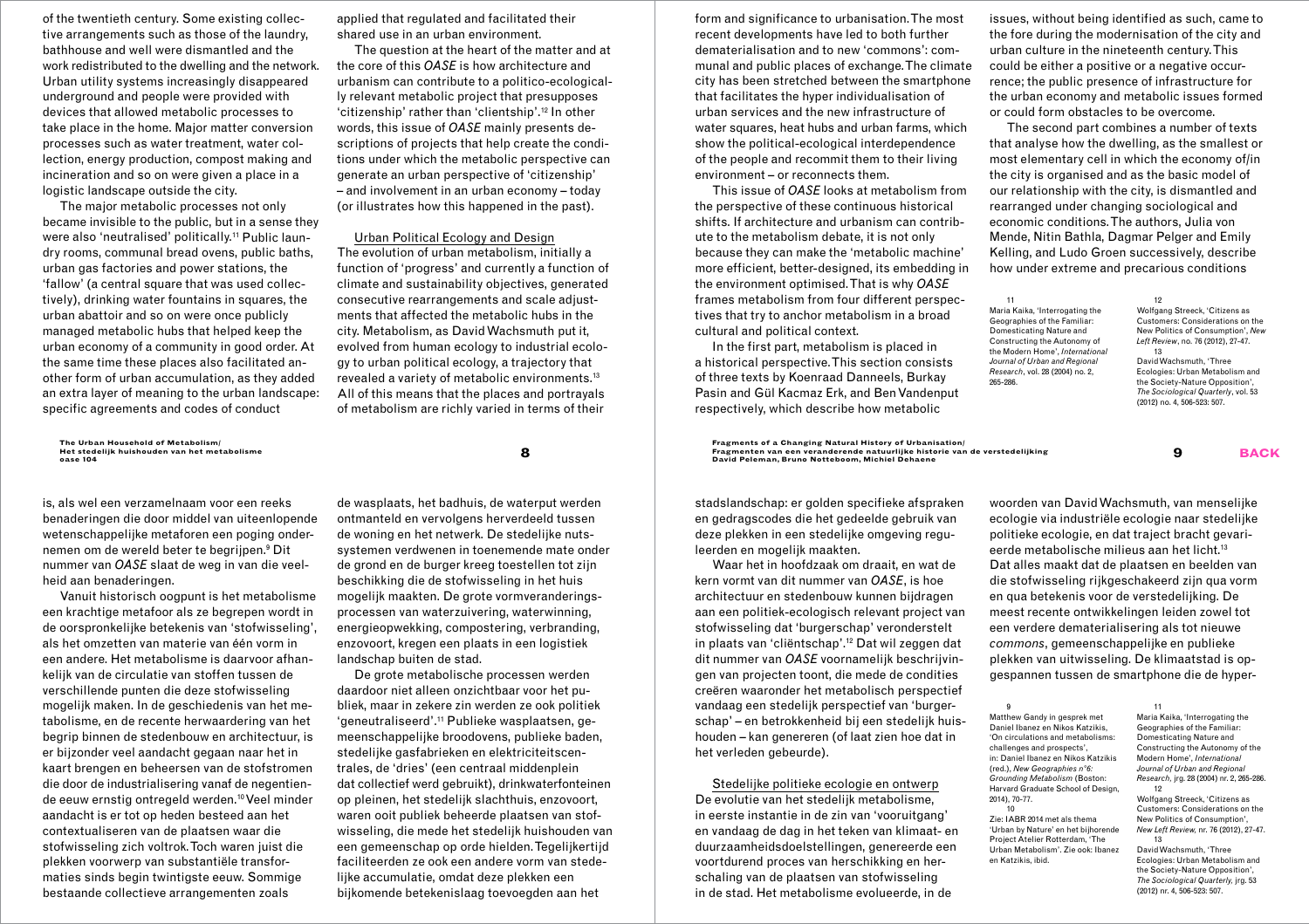of the twentieth century. Some existing collective arrangements such as those of the laundry, bathhouse and well were dismantled and the work redistributed to the dwelling and the network. Urban utility systems increasingly disappeared underground and people were provided with devices that allowed metabolic processes to take place in the home. Major matter conversion processes such as water treatment, water collection, energy production, compost making and incineration and so on were given a place in a logistic landscape outside the city.

The major metabolic processes not only became invisible to the public, but in a sense they were also 'neutralised' politically.[11] Public laundry rooms, communal bread ovens, public baths, urban gas factories and power stations, the 'fallow' (a central square that was used collectively), drinking water fountains in squares, the urban abattoir and so on were once publicly managed metabolic hubs that helped keep the urban economy of a community in good order. At the same time these places also facilitated another form of urban accumulation, as they added an extra layer of meaning to the urban landscape: specific agreements and codes of conduct applied that regulated and facilitated their shared use in an urban environment.

The question at the heart of the matter and at the core of this *OASE* is how architecture and urbanism can contribute to a politico-ecologically relevant metabolic project that presupposes 'citizenship' rather than 'clientship'.[12] In other words, this issue of *OASE* mainly presents descriptions of projects that help create the conditions under which the metabolic perspective can generate an urban perspective of 'citizenship' – and involvement in an urban economy – today (or illustrates how this happened in the past).

## Urban Political Ecology and Design

The evolution of urban metabolism, initially a function of 'progress' and currently a function of climate and sustainability objectives, generated consecutive rearrangements and scale adjustments that affected the metabolic hubs in the city. Metabolism, as David Wachsmuth put it, evolved from human ecology to industrial ecology to urban political ecology, a trajectory that revealed a variety of metabolic environments.[13] All of this means that the places and portrayals of metabolism are richly varied in terms of their form and significance to urbanisation. The most recent developments have led to both further dematerialisation and to new 'commons': communal and public places of exchange. The climate city has been stretched between the smartphone that facilitates the hyper individualisation of urban services and the new infrastructure of water squares, heat hubs and urban farms, which show the political-ecological interdependence of the people and recommit them to their living environment – or reconnects them.

This issue of *OASE* looks at metabolism from the perspective of these continuous historical shifts. If architecture and urbanism can contribute to the metabolism debate, it is not only because they can make the 'metabolic machine' more efficient, better-designed, its embedding in the environment optimised. That is why *OASE* frames metabolism from four different perspectives that try to anchor metabolism in a broad cultural and political context.

In the first part, metabolism is placed in a historical perspective. This section consists of three texts by Koenraad Danneels, Burkay Pasin and Gül Kacmaz Erk, and Ben Vandenput respectively, which describe how metabolic issues, without being identified as such, came to the fore during the modernisation of the city and urban culture in the nineteenth century. This could be either a positive or a negative occurrence; the public presence of infrastructure for the urban economy and metabolic issues formed or could form obstacles to be overcome.

The second part combines a number of texts that analyse how the dwelling, as the smallest or most elementary cell in which the economy of/in the city is organised and as the basic model of our relationship with the city, is dismantled and rearranged under changing sociological and economic conditions. The authors, Julia von Mende, Nitin Bathla, Dagmar Pelger and Emily Kelling, and Ludo Groen successively, describe how under extreme and precarious conditions

11
Maria Kaika, 'Interrogating the Geographies of the Familiar: Domesticating Nature and Constructing the Autonomy of the Modern Home', *International Journal of Urban and Regional Research*, vol. 28 (2004) no. 2, 265-286.

12
Wolfgang Streeck, 'Citizens as Customers: Considerations on the New Politics of Consumption', *New Left Review*, no. 76 (2012), 27-47.

13
David Wachsmuth, 'Three Ecologies: Urban Metabolism and the Society-Nature Opposition', *The Sociological Quarterly*, vol. 53 (2012) no. 4, 506-523: 507.

is, als wel een verzamelnaam voor een reeks benaderingen die door middel van uiteenlopende wetenschappelijke metaforen een poging ondernemen om de wereld beter te begrijpen.[9] Dit nummer van *OASE* slaat de weg in van die veelheid aan benaderingen.

Vanuit historisch oogpunt is het metabolisme een krachtige metafoor als ze begrepen wordt in de oorspronkelijke betekenis van 'stofwisseling', als het omzetten van materie van één vorm in een andere. Het metabolisme is daarvoor afhankelijk van de circulatie van stoffen tussen de verschillende punten die deze stofwisseling mogelijk maken. In de geschiedenis van het metabolisme, en de recente herwaardering van het begrip binnen de stedenbouw en architectuur, is er bijzonder veel aandacht gegaan naar het in kaart brengen en beheersen van de stofstromen die door de industrialisering vanaf de negentiende eeuw ernstig ontregeld werden.[10] Veel minder aandacht is er tot op heden besteed aan het contextualiseren van de plaatsen waar die stofwisseling zich voltrok. Toch waren juist die plekken voorwerp van substantiële transformaties sinds begin twintigste eeuw. Sommige bestaande collectieve arrangementen zoals de wasplaats, het badhuis, de waterput werden ontmanteld en vervolgens herverdeeld tussen de woning en het netwerk. De stedelijke nutssystemen verdwenen in toenemende mate onder de grond en de burger kreeg toestellen tot zijn beschikking die de stofwisseling in het huis mogelijk maakten. De grote vormveranderingsprocessen van waterzuivering, waterwinning, energieopwekking, compostering, verbranding, enzovoort, kregen een plaats in een logistiek landschap buiten de stad.

De grote metabolische processen werden daardoor niet alleen onzichtbaar voor het publiek, maar in zekere zin werden ze ook politiek 'geneutraliseerd'.[11] Publieke wasplaatsen, gemeenschappelijke broodovens, publieke baden, stedelijke gasfabrieken en elektriciteitscentrales, de 'dries' (een centraal middenplein dat collectief werd gebruikt), drinkwaterfonteinen op pleinen, het stedelijk slachthuis, enzovoort, waren ooit publiek beheerde plaatsen van stofwisseling, die mede het stedelijk huishouden van een gemeenschap op orde hielden. Tegelijkertijd faciliteerden ze ook een andere vorm van stedelijke accumulatie, omdat deze plekken een bijkomende betekenislaag toevoegden aan het stadslandschap: er golden specifieke afspraken en gedragscodes die het gedeelde gebruik van deze plekken in een stedelijke omgeving reguleerden en mogelijk maakten.

Waar het in hoofdzaak om draait, en wat de kern vormt van dit nummer van *OASE*, is hoe architectuur en stedenbouw kunnen bijdragen aan een politiek-ecologisch relevant project van stofwisseling dat 'burgerschap' veronderstelt in plaats van 'cliëntschap'.[12] Dat wil zeggen dat dit nummer van *OASE* voornamelijk beschrijvingen van projecten toont, die mede de condities creëren waaronder het metabolisch perspectief vandaag een stedelijk perspectief van 'burgerschap' – en betrokkenheid bij een stedelijk huishouden – kan genereren (of laat zien hoe dat in het verleden gebeurde).

## Stedelijke politieke ecologie en ontwerp

De evolutie van het stedelijk metabolisme, in eerste instantie in de zin van 'vooruitgang' en vandaag de dag in het teken van klimaat- en duurzaamheidsdoelstellingen, genereerde een voortdurend proces van herschikking en herschaling van de plaatsen van stofwisseling in de stad. Het metabolisme evolueerde, in de woorden van David Wachsmuth, van menselijke ecologie via industriële ecologie naar stedelijke politieke ecologie, en dat traject bracht gevarieerde metabolische milieus aan het licht.[13] Dat alles maakt dat de plaatsen en beelden van die stofwisseling rijkgeschakeerd zijn qua vorm en qua betekenis voor de verstedelijking. De meest recente ontwikkelingen leiden zowel tot een verdere dematerialisering als tot nieuwe *commons*, gemeenschappelijke en publieke plekken van uitwisseling. De klimaatstad is opgespannen tussen de smartphone die de hyper-

9
Matthew Gandy in gesprek met Daniel Ibanez en Nikos Katzikis, 'On circulations and metabolisms: challenges and prospects', in: Daniel Ibanez en Nikos Katzikis (red.), *New Geographies n°6: Grounding Metabolism* (Boston: Harvard Graduate School of Design, 2014), 70-77.

10
Zie: IABR 2014 met als thema 'Urban by Nature' en het bijhorende Project Atelier Rotterdam, 'The Urban Metabolism'. Zie ook: Ibanez en Katzikis, ibid.

11
Maria Kaika, 'Interrogating the Geographies of the Familiar: Domesticating Nature and Constructing the Autonomy of the Modern Home', *International Journal of Urban and Regional Research*, jrg. 28 (2004) nr. 2, 265-286.

12
Wolfgang Streeck, 'Citizens as Customers: Considerations on the New Politics of Consumption', *New Left Review*, nr. 76 (2012), 27-47.

13
David Wachsmuth, 'Three Ecologies: Urban Metabolism and the Society-Nature Opposition', *The Sociological Quarterly*, jrg. 53 (2012) nr. 4, 506-523: 507.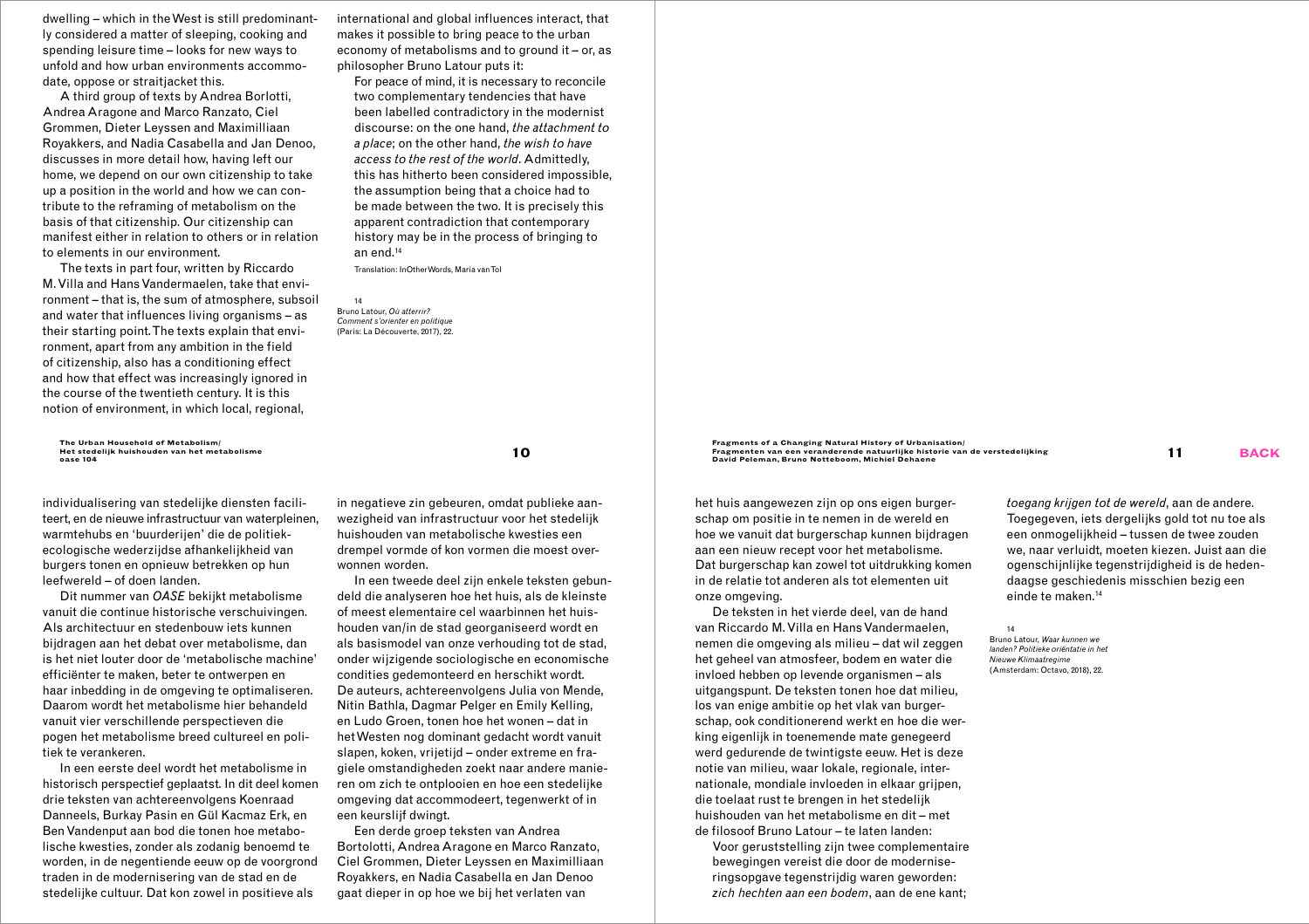dwelling – which in the West is still predominantly considered a matter of sleeping, cooking and spending leisure time – looks for new ways to unfold and how urban environments accommodate, oppose or straitjacket this.

A third group of texts by Andrea Borlotti, Andrea Aragone and Marco Ranzato, Ciel Grommen, Dieter Leyssen and Maximilliaan Royakkers, and Nadia Casabella and Jan Denoo, discusses in more detail how, having left our home, we depend on our own citizenship to take up a position in the world and how we can contribute to the reframing of metabolism on the basis of that citizenship. Our citizenship can manifest either in relation to others or in relation to elements in our environment.

The texts in part four, written by Riccardo M. Villa and Hans Vandermaelen, take that environment – that is, the sum of atmosphere, subsoil and water that influences living organisms – as their starting point. The texts explain that environment, apart from any ambition in the field of citizenship, also has a conditioning effect and how that effect was increasingly ignored in the course of the twentieth century. It is this notion of environment, in which local, regional, international and global influences interact, that makes it possible to bring peace to the urban economy of metabolisms and to ground it – or, as philosopher Bruno Latour puts it:

> For peace of mind, it is necessary to reconcile two complementary tendencies that have been labelled contradictory in the modernist discourse: on the one hand, *the attachment to a place*; on the other hand, *the wish to have access to the rest of the world*. Admittedly, this has hitherto been considered impossible, the assumption being that a choice had to be made between the two. It is precisely this apparent contradiction that contemporary history may be in the process of bringing to an end.[14]

Translation: InOtherWords, Maria van Tol

14
Bruno Latour, *Où atterrir? Comment s'orienter en politique* (Paris: La Découverte, 2017), 22.

individualisering van stedelijke diensten faciliteert, en de nieuwe infrastructuur van waterpleinen, warmtehubs en 'buurderijen' die de politiek-ecologische wederzijdse afhankelijkheid van burgers tonen en opnieuw betrekken op hun leefwereld – of doen landen.

Dit nummer van *OASE* bekijkt metabolisme vanuit die continue historische verschuivingen. Als architectuur en stedenbouw iets kunnen bijdragen aan het debat over metabolisme, dan is het niet louter door de 'metabolische machine' efficiënter te maken, beter te ontwerpen en haar inbedding in de omgeving te optimaliseren. Daarom wordt het metabolisme hier behandeld vanuit vier verschillende perspectieven die pogen het metabolisme breed cultureel en politiek te verankeren.

In een eerste deel wordt het metabolisme in historisch perspectief geplaatst. In dit deel komen drie teksten van achtereenvolgens Koenraad Danneels, Burkay Pasin en Gül Kacmaz Erk, en Ben Vandenput aan bod die tonen hoe metabolische kwesties, zonder als zodanig benoemd te worden, in de negentiende eeuw op de voorgrond traden in de modernisering van de stad en de stedelijke cultuur. Dat kon zowel in positieve als in negatieve zin gebeuren, omdat publieke aanwezigheid van infrastructuur voor het stedelijk huishouden van metabolische kwesties een drempel vormde of kon vormen die moest overwonnen worden.

In een tweede deel zijn enkele teksten gebundeld die analyseren hoe het huis, als de kleinste of meest elementaire cel waarbinnen het huishouden van/in de stad georganiseerd wordt en als basismodel van onze verhouding tot de stad, onder wijzigende sociologische en economische condities gedemonteerd en herschikt wordt. De auteurs, achtereenvolgens Julia von Mende, Nitin Bathla, Dagmar Pelger en Emily Kelling, en Ludo Groen, tonen hoe het wonen – dat in het Westen nog dominant gedacht wordt vanuit slapen, koken, vrijetijd – onder extreme en fragiele omstandigheden zoekt naar andere manieren om zich te ontplooien en hoe een stedelijke omgeving dat accommodeert, tegenwerkt of in een keurslijf dwingt.

Een derde groep teksten van Andrea Bortolotti, Andrea Aragone en Marco Ranzato, Ciel Grommen, Dieter Leyssen en Maximilliaan Royakkers, en Nadia Casabella en Jan Denoo gaat dieper in op hoe we bij het verlaten van het huis aangewezen zijn op ons eigen burgerschap om positie in te nemen in de wereld en hoe we vanuit dat burgerschap kunnen bijdragen aan een nieuw recept voor het metabolisme. Dat burgerschap kan zowel tot uitdrukking komen in de relatie tot anderen als tot elementen uit onze omgeving.

De teksten in het vierde deel, van de hand van Riccardo M. Villa en Hans Vandermaelen, nemen die omgeving als milieu – dat wil zeggen het geheel van atmosfeer, bodem en water die invloed hebben op levende organismen – als uitgangspunt. De teksten tonen hoe dat milieu, los van enige ambitie op het vlak van burgerschap, ook conditionerend werkt en hoe die werking eigenlijk in toenemende mate genegeerd werd gedurende de twintigste eeuw. Het is deze notie van milieu, waar lokale, regionale, internationale, mondiale invloeden in elkaar grijpen, die toelaat rust te brengen in het stedelijk huishouden van het metabolisme en dit – met de filosoof Bruno Latour – te laten landen:

> Voor geruststelling zijn twee complementaire bewegingen vereist die door de moderniseringsopgave tegenstrijdig waren geworden: *zich hechten aan een bodem*, aan de ene kant; *toegang krijgen tot de wereld*, aan de andere. Toegegeven, iets dergelijks gold tot nu toe als een onmogelijkheid – tussen de twee zouden we, naar verluidt, moeten kiezen. Juist aan die ogenschijnlijke tegenstrijdigheid is de hedendaagse geschiedenis misschien bezig een einde te maken.[14]

14
Bruno Latour, *Waar kunnen we landen? Politieke oriëntatie in het Nieuwe Klimaatregime* (Amsterdam: Octavo, 2018), 22.